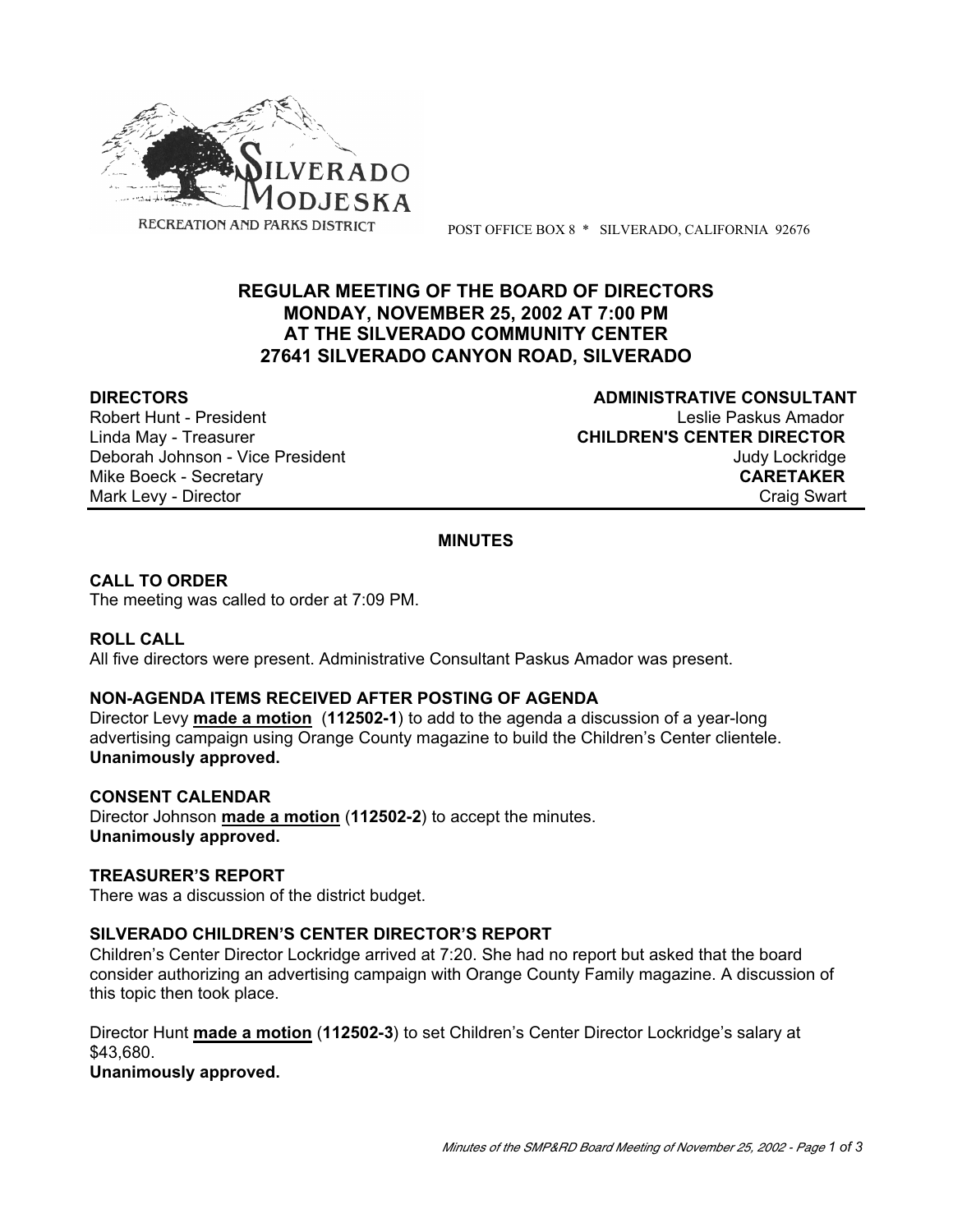SILVERADO MODJESKA

RECREATION AND PARKS DISTRICT

POST OFFICE BOX 8 * SILVERADO, CALIFORNIA 92676

## REGULAR MEETING OF THE BOARD OF DIRECTORS
## MONDAY, NOVEMBER 25, 2002 AT 7:00 PM
## AT THE SILVERADO COMMUNITY CENTER
## 27641 SILVERADO CANYON ROAD, SILVERADO

**DIRECTORS**
Robert Hunt - President
Linda May - Treasurer
Deborah Johnson - Vice President
Mike Boeck - Secretary
Mark Levy - Director

**ADMINISTRATIVE CONSULTANT**
Leslie Paskus Amador
**CHILDREN'S CENTER DIRECTOR**
Judy Lockridge
**CARETAKER**
Craig Swart

### MINUTES

**CALL TO ORDER**
The meeting was called to order at 7:09 PM.

**ROLL CALL**
All five directors were present. Administrative Consultant Paskus Amador was present.

**NON-AGENDA ITEMS RECEIVED AFTER POSTING OF AGENDA**
Director Levy **made a motion** (**112502-1**) to add to the agenda a discussion of a year-long advertising campaign using Orange County magazine to build the Children's Center clientele.
**Unanimously approved.**

**CONSENT CALENDAR**
Director Johnson **made a motion** (**112502-2**) to accept the minutes.
**Unanimously approved.**

**TREASURER'S REPORT**
There was a discussion of the district budget.

**SILVERADO CHILDREN'S CENTER DIRECTOR'S REPORT**
Children's Center Director Lockridge arrived at 7:20. She had no report but asked that the board consider authorizing an advertising campaign with Orange County Family magazine. A discussion of this topic then took place.

Director Hunt **made a motion** (**112502-3**) to set Children's Center Director Lockridge's salary at $43,680.
**Unanimously approved.**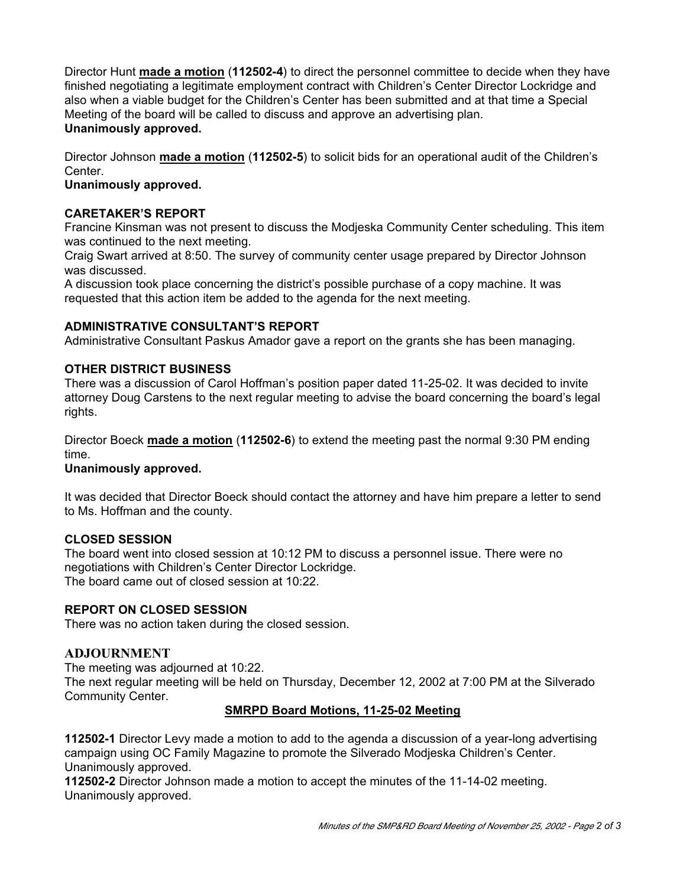Director Hunt **made a motion** (**112502-4**) to direct the personnel committee to decide when they have finished negotiating a legitimate employment contract with Children's Center Director Lockridge and also when a viable budget for the Children's Center has been submitted and at that time a Special Meeting of the board will be called to discuss and approve an advertising plan.
**Unanimously approved.**

Director Johnson **made a motion** (**112502-5**) to solicit bids for an operational audit of the Children's Center.
**Unanimously approved.**

### CARETAKER'S REPORT

Francine Kinsman was not present to discuss the Modjeska Community Center scheduling. This item was continued to the next meeting.
Craig Swart arrived at 8:50. The survey of community center usage prepared by Director Johnson was discussed.
A discussion took place concerning the district's possible purchase of a copy machine. It was requested that this action item be added to the agenda for the next meeting.

### ADMINISTRATIVE CONSULTANT'S REPORT

Administrative Consultant Paskus Amador gave a report on the grants she has been managing.

### OTHER DISTRICT BUSINESS

There was a discussion of Carol Hoffman's position paper dated 11-25-02. It was decided to invite attorney Doug Carstens to the next regular meeting to advise the board concerning the board's legal rights.

Director Boeck **made a motion** (**112502-6**) to extend the meeting past the normal 9:30 PM ending time.
**Unanimously approved.**

It was decided that Director Boeck should contact the attorney and have him prepare a letter to send to Ms. Hoffman and the county.

### CLOSED SESSION

The board went into closed session at 10:12 PM to discuss a personnel issue. There were no negotiations with Children's Center Director Lockridge.
The board came out of closed session at 10:22.

### REPORT ON CLOSED SESSION

There was no action taken during the closed session.

### ADJOURNMENT

The meeting was adjourned at 10:22.
The next regular meeting will be held on Thursday, December 12, 2002 at 7:00 PM at the Silverado Community Center.

## SMRPD Board Motions, 11-25-02 Meeting

**112502-1** Director Levy made a motion to add to the agenda a discussion of a year-long advertising campaign using OC Family Magazine to promote the Silverado Modjeska Children's Center. Unanimously approved.
**112502-2** Director Johnson made a motion to accept the minutes of the 11-14-02 meeting. Unanimously approved.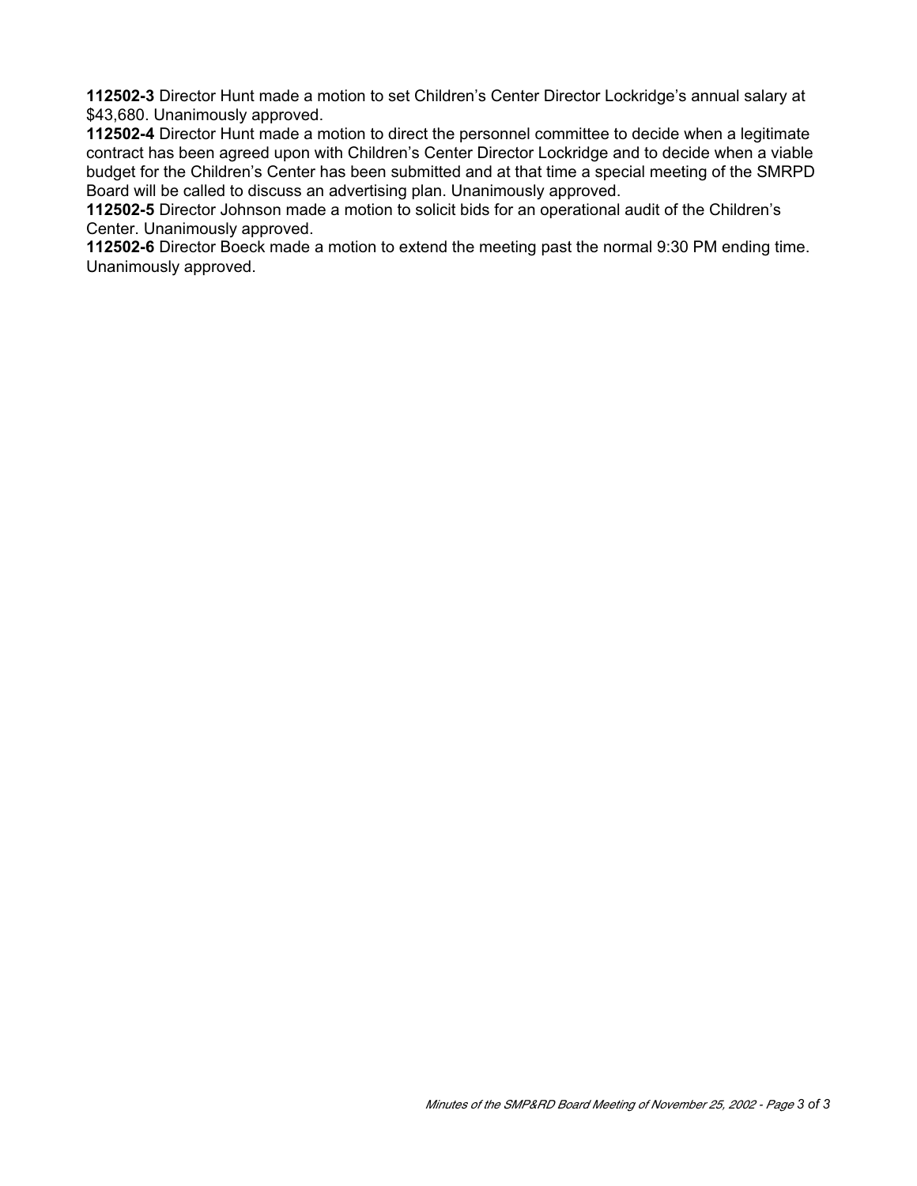**112502-3** Director Hunt made a motion to set Children's Center Director Lockridge's annual salary at $43,680. Unanimously approved.
**112502-4** Director Hunt made a motion to direct the personnel committee to decide when a legitimate contract has been agreed upon with Children's Center Director Lockridge and to decide when a viable budget for the Children's Center has been submitted and at that time a special meeting of the SMRPD Board will be called to discuss an advertising plan. Unanimously approved.
**112502-5** Director Johnson made a motion to solicit bids for an operational audit of the Children's Center. Unanimously approved.
**112502-6** Director Boeck made a motion to extend the meeting past the normal 9:30 PM ending time. Unanimously approved.